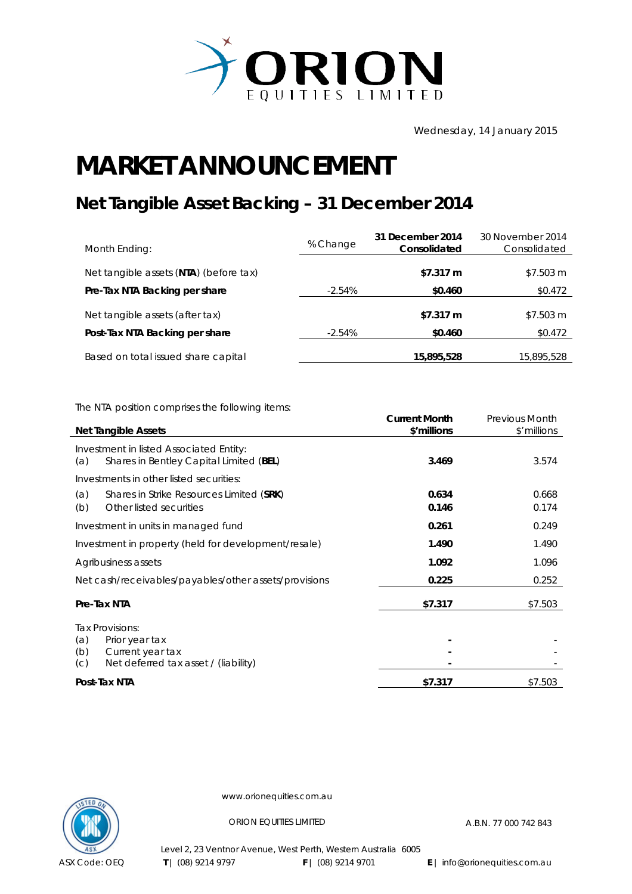ORION EQUITIES LIMITED

Wednesday, 14 January 2015

# MARKET ANNOUNCEMENT

## Net Tangible Asset Backing – 31 December 2014

| Month Ending: | % Change | **31 December 2014 Consolidated** | 30 November 2014 Consolidated |
|---|---|---|---|
| Net tangible assets (**NTA**) (before tax) | | **$7.317 m** | $7.503 m |
| **Pre-Tax NTA Backing per share** | -2.54% | **$0.460** | $0.472 |
| Net tangible assets (after tax) | | **$7.317 m** | $7.503 m |
| **Post-Tax NTA Backing per share** | -2.54% | **$0.460** | $0.472 |
| Based on total issued share capital | | **15,895,528** | 15,895,528 |

The NTA position comprises the following items:

| **Net Tangible Assets** | **Current Month $'millions** | Previous Month $'millions |
|---|---|---|
| Investment in listed Associated Entity: | | |
| (a) Shares in Bentley Capital Limited (**BEL**) | **3.469** | 3.574 |
| Investments in other listed securities: | | |
| (a) Shares in Strike Resources Limited (**SRK**) | **0.634** | 0.668 |
| (b) Other listed securities | **0.146** | 0.174 |
| Investment in units in managed fund | **0.261** | 0.249 |
| Investment in property (held for development/resale) | **1.490** | 1.490 |
| Agribusiness assets | **1.092** | 1.096 |
| Net cash/receivables/payables/other assets/provisions | **0.225** | 0.252 |
| **Pre-Tax NTA** | **$7.317** | $7.503 |
| Tax Provisions: | | |
| (a) Prior year tax | **-** | - |
| (b) Current year tax | **-** | - |
| (c) Net deferred tax asset / (liability) | **-** | - |
| **Post-Tax NTA** | **$7.317** | $7.503 |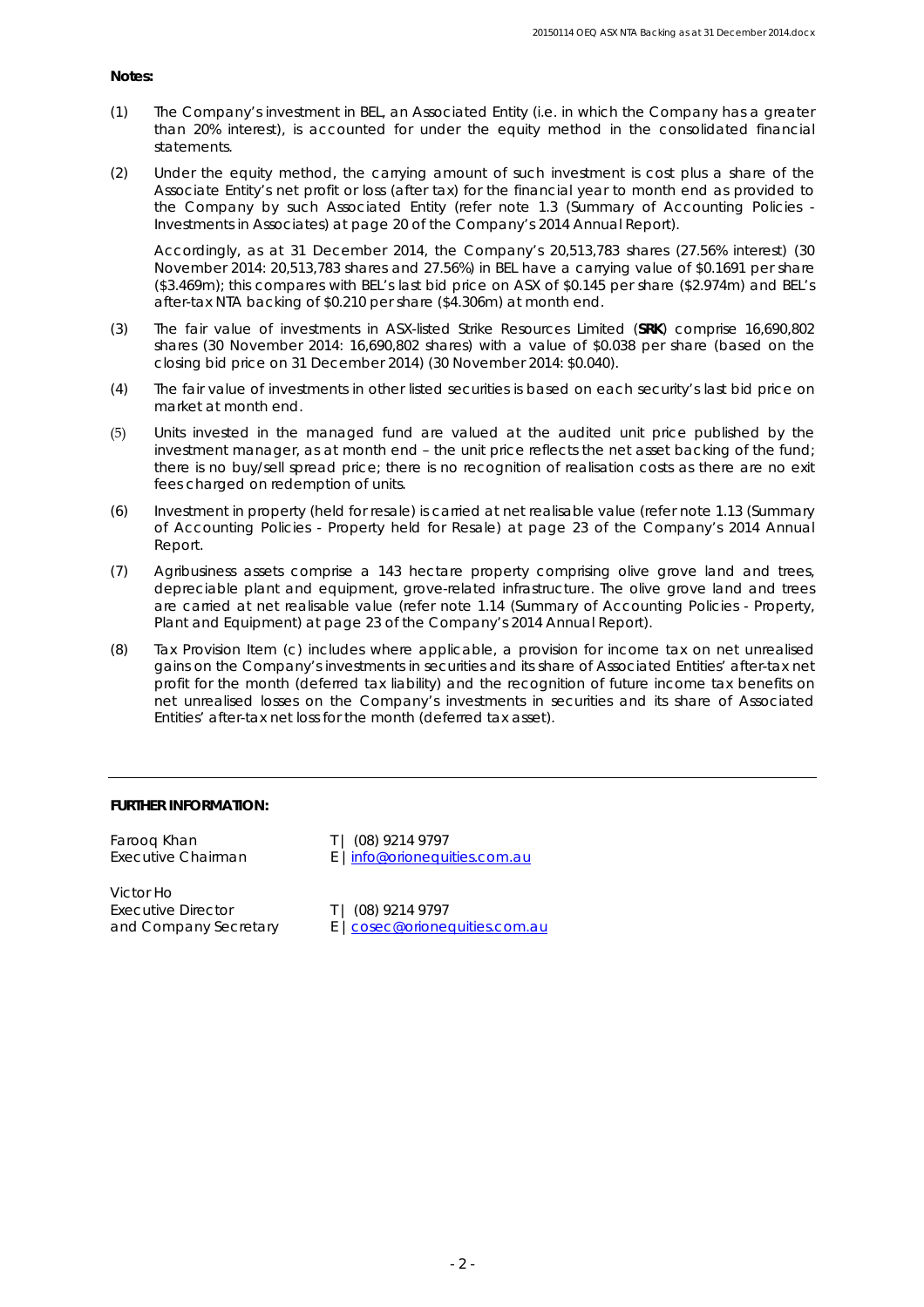**Notes:**

(1) The Company's investment in BEL, an Associated Entity (i.e. in which the Company has a greater than 20% interest), is accounted for under the equity method in the consolidated financial statements.

(2) Under the equity method, the carrying amount of such investment is cost plus a share of the Associate Entity's net profit or loss (after tax) for the financial year to month end as provided to the Company by such Associated Entity (refer note 1.3 (Summary of Accounting Policies - Investments in Associates) at page 20 of the Company's 2014 Annual Report).

Accordingly, as at 31 December 2014, the Company's 20,513,783 shares (27.56% interest) (30 November 2014: 20,513,783 shares and 27.56%) in BEL have a carrying value of $0.1691 per share ($3.469m); this compares with BEL's last bid price on ASX of $0.145 per share ($2.974m) and BEL's after-tax NTA backing of $0.210 per share ($4.306m) at month end.

(3) The fair value of investments in ASX-listed Strike Resources Limited (**SRK**) comprise 16,690,802 shares (30 November 2014: 16,690,802 shares) with a value of $0.038 per share (based on the closing bid price on 31 December 2014) (30 November 2014: $0.040).

(4) The fair value of investments in other listed securities is based on each security's last bid price on market at month end.

(5) Units invested in the managed fund are valued at the audited unit price published by the investment manager, as at month end – the unit price reflects the net asset backing of the fund; there is no buy/sell spread price; there is no recognition of realisation costs as there are no exit fees charged on redemption of units.

(6) Investment in property (held for resale) is carried at net realisable value (refer note 1.13 (Summary of Accounting Policies - Property held for Resale) at page 23 of the Company's 2014 Annual Report.

(7) Agribusiness assets comprise a 143 hectare property comprising olive grove land and trees, depreciable plant and equipment, grove-related infrastructure. The olive grove land and trees are carried at net realisable value (refer note 1.14 (Summary of Accounting Policies - Property, Plant and Equipment) at page 23 of the Company's 2014 Annual Report).

(8) Tax Provision Item (c) includes where applicable, a provision for income tax on net unrealised gains on the Company's investments in securities and its share of Associated Entities' after-tax net profit for the month (deferred tax liability) and the recognition of future income tax benefits on net unrealised losses on the Company's investments in securities and its share of Associated Entities' after-tax net loss for the month (deferred tax asset).

---

**FURTHER INFORMATION:**

| | |
|---|---|
| Farooq Khan<br>Executive Chairman | T \| (08) 9214 9797<br>E \| info@orionequities.com.au |
| Victor Ho<br>Executive Director<br>and Company Secretary | T \| (08) 9214 9797<br>E \| cosec@orionequities.com.au |